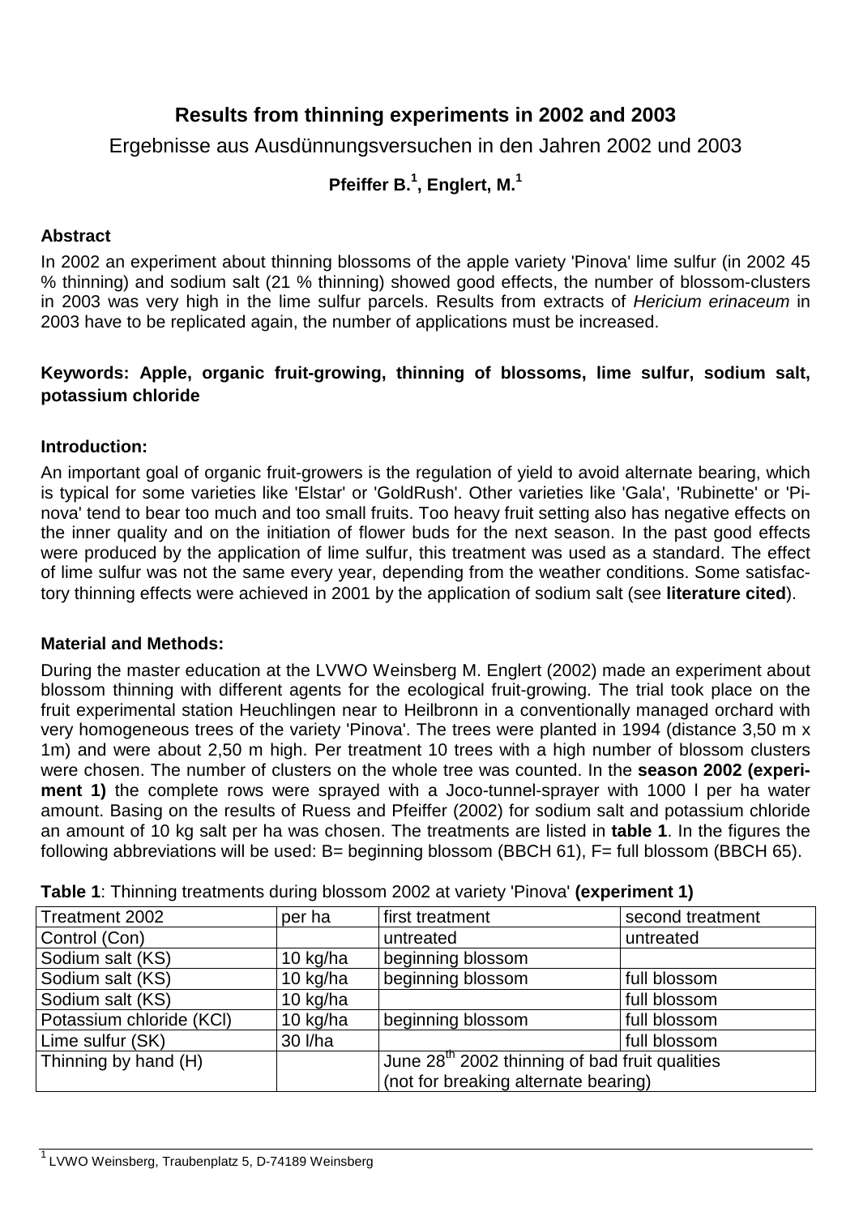# Results from thinning experiments in 2002 and 2003

Ergebnisse aus Ausdünnungsversuchen in den Jahren 2002 und 2003

**Pfeiffer B.[1], Englert, M.[1]**

## Abstract

In 2002 an experiment about thinning blossoms of the apple variety 'Pinova' lime sulfur (in 2002 45 % thinning) and sodium salt (21 % thinning) showed good effects, the number of blossom-clusters in 2003 was very high in the lime sulfur parcels. Results from extracts of *Hericium erinaceum* in 2003 have to be replicated again, the number of applications must be increased.

**Keywords: Apple, organic fruit-growing, thinning of blossoms, lime sulfur, sodium salt, potassium chloride**

## Introduction:

An important goal of organic fruit-growers is the regulation of yield to avoid alternate bearing, which is typical for some varieties like 'Elstar' or 'GoldRush'. Other varieties like 'Gala', 'Rubinette' or 'Pinova' tend to bear too much and too small fruits. Too heavy fruit setting also has negative effects on the inner quality and on the initiation of flower buds for the next season. In the past good effects were produced by the application of lime sulfur, this treatment was used as a standard. The effect of lime sulfur was not the same every year, depending from the weather conditions. Some satisfactory thinning effects were achieved in 2001 by the application of sodium salt (see **literature cited**).

## Material and Methods:

During the master education at the LVWO Weinsberg M. Englert (2002) made an experiment about blossom thinning with different agents for the ecological fruit-growing. The trial took place on the fruit experimental station Heuchlingen near to Heilbronn in a conventionally managed orchard with very homogeneous trees of the variety 'Pinova'. The trees were planted in 1994 (distance 3,50 m x 1m) and were about 2,50 m high. Per treatment 10 trees with a high number of blossom clusters were chosen. The number of clusters on the whole tree was counted. In the **season 2002 (experiment 1)** the complete rows were sprayed with a Joco-tunnel-sprayer with 1000 l per ha water amount. Basing on the results of Ruess and Pfeiffer (2002) for sodium salt and potassium chloride an amount of 10 kg salt per ha was chosen. The treatments are listed in **table 1**. In the figures the following abbreviations will be used: B= beginning blossom (BBCH 61), F= full blossom (BBCH 65).

**Table 1**: Thinning treatments during blossom 2002 at variety 'Pinova' **(experiment 1)**

| Treatment 2002 | per ha | first treatment | second treatment |
|---|---|---|---|
| Control (Con) | | untreated | untreated |
| Sodium salt (KS) | 10 kg/ha | beginning blossom | |
| Sodium salt (KS) | 10 kg/ha | beginning blossom | full blossom |
| Sodium salt (KS) | 10 kg/ha | | full blossom |
| Potassium chloride (KCl) | 10 kg/ha | beginning blossom | full blossom |
| Lime sulfur (SK) | 30 l/ha | | full blossom |
| Thinning by hand (H) | | June 28th 2002 thinning of bad fruit qualities (not for breaking alternate bearing) | |

[1] LVWO Weinsberg, Traubenplatz 5, D-74189 Weinsberg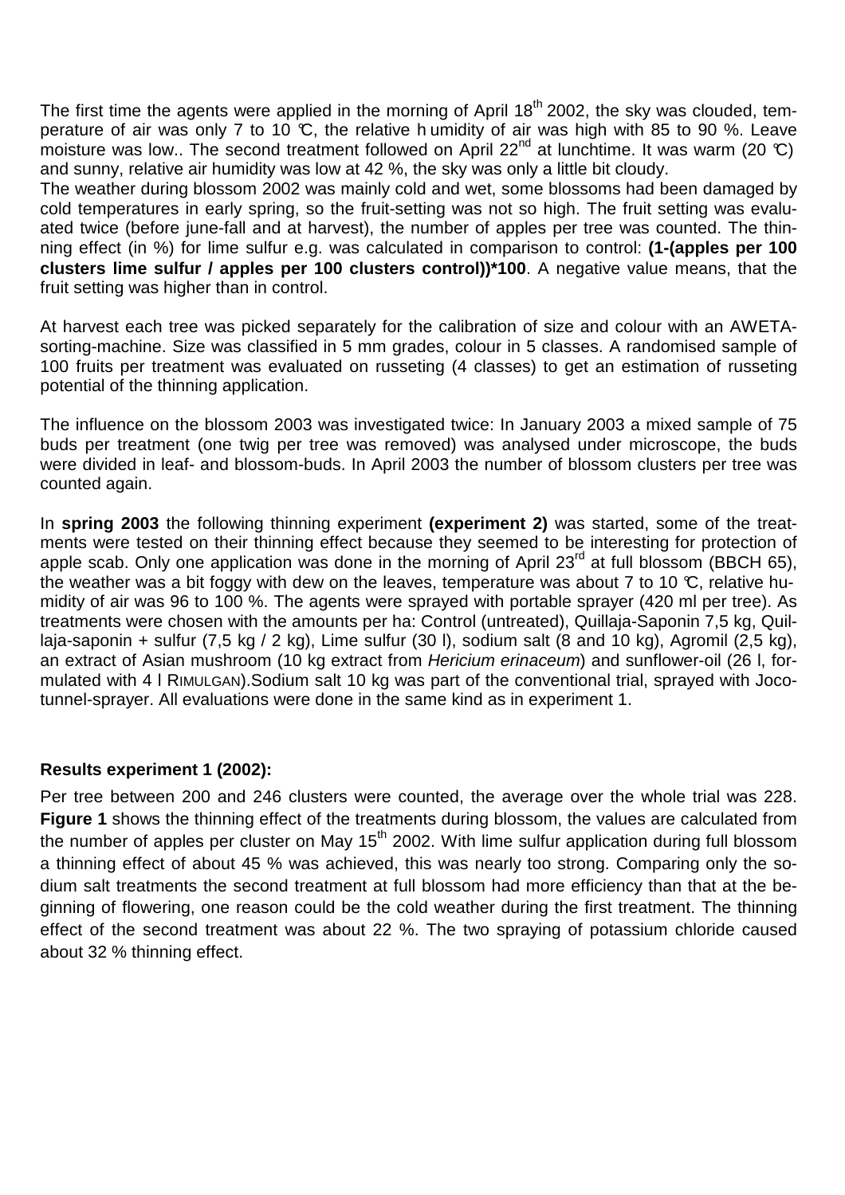The first time the agents were applied in the morning of April 18th 2002, the sky was clouded, temperature of air was only 7 to 10 °C, the relative humidity of air was high with 85 to 90 %. Leave moisture was low.. The second treatment followed on April 22nd at lunchtime. It was warm (20 °C) and sunny, relative air humidity was low at 42 %, the sky was only a little bit cloudy.

The weather during blossom 2002 was mainly cold and wet, some blossoms had been damaged by cold temperatures in early spring, so the fruit-setting was not so high. The fruit setting was evaluated twice (before june-fall and at harvest), the number of apples per tree was counted. The thinning effect (in %) for lime sulfur e.g. was calculated in comparison to control: **(1-(apples per 100 clusters lime sulfur / apples per 100 clusters control))*100**. A negative value means, that the fruit setting was higher than in control.

At harvest each tree was picked separately for the calibration of size and colour with an AWETA-sorting-machine. Size was classified in 5 mm grades, colour in 5 classes. A randomised sample of 100 fruits per treatment was evaluated on russeting (4 classes) to get an estimation of russeting potential of the thinning application.

The influence on the blossom 2003 was investigated twice: In January 2003 a mixed sample of 75 buds per treatment (one twig per tree was removed) was analysed under microscope, the buds were divided in leaf- and blossom-buds. In April 2003 the number of blossom clusters per tree was counted again.

In **spring 2003** the following thinning experiment **(experiment 2)** was started, some of the treatments were tested on their thinning effect because they seemed to be interesting for protection of apple scab. Only one application was done in the morning of April 23rd at full blossom (BBCH 65), the weather was a bit foggy with dew on the leaves, temperature was about 7 to 10 °C, relative humidity of air was 96 to 100 %. The agents were sprayed with portable sprayer (420 ml per tree). As treatments were chosen with the amounts per ha: Control (untreated), Quillaja-Saponin 7,5 kg, Quillaja-saponin + sulfur (7,5 kg / 2 kg), Lime sulfur (30 l), sodium salt (8 and 10 kg), Agromil (2,5 kg), an extract of Asian mushroom (10 kg extract from *Hericium erinaceum*) and sunflower-oil (26 l, formulated with 4 l RIMULGAN).Sodium salt 10 kg was part of the conventional trial, sprayed with Joco-tunnel-sprayer. All evaluations were done in the same kind as in experiment 1.

### Results experiment 1 (2002):

Per tree between 200 and 246 clusters were counted, the average over the whole trial was 228. **Figure 1** shows the thinning effect of the treatments during blossom, the values are calculated from the number of apples per cluster on May 15th 2002. With lime sulfur application during full blossom a thinning effect of about 45 % was achieved, this was nearly too strong. Comparing only the sodium salt treatments the second treatment at full blossom had more efficiency than that at the beginning of flowering, one reason could be the cold weather during the first treatment. The thinning effect of the second treatment was about 22 %. The two spraying of potassium chloride caused about 32 % thinning effect.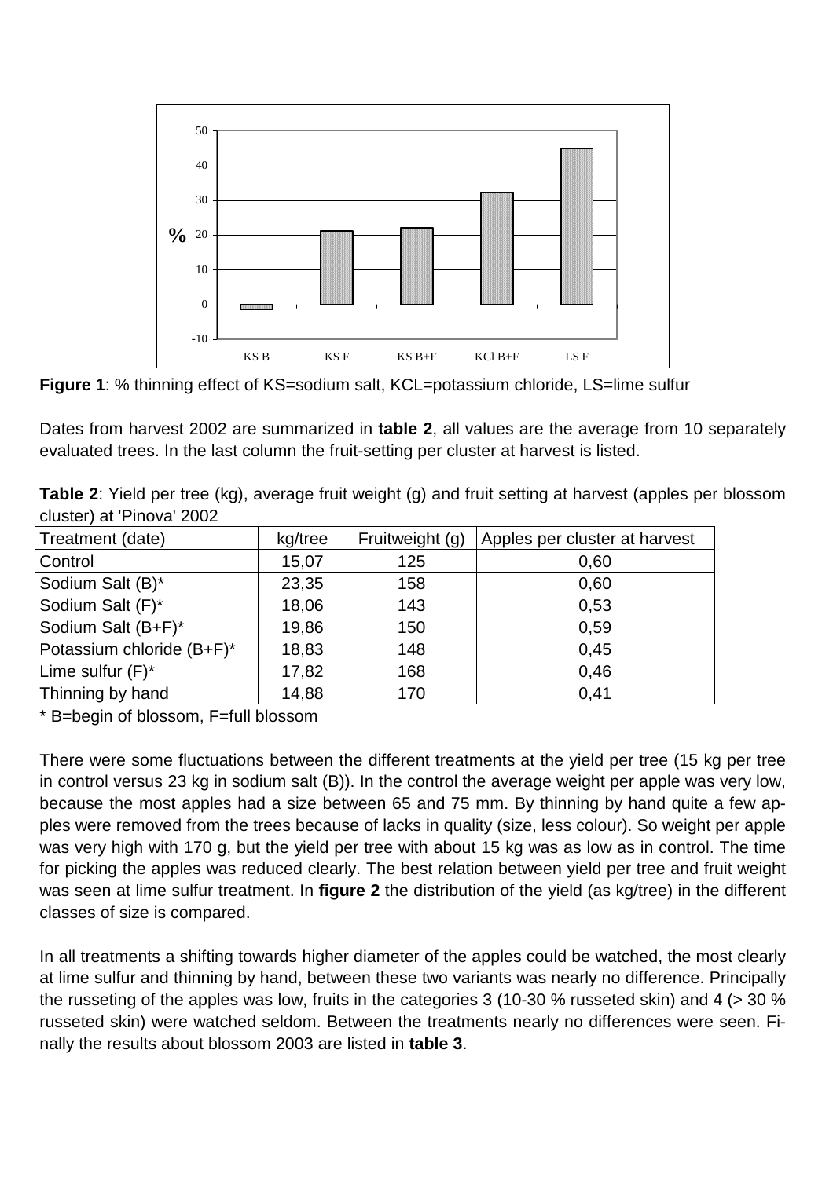**Figure 1**: % thinning effect of KS=sodium salt, KCL=potassium chloride, LS=lime sulfur

Dates from harvest 2002 are summarized in **table 2**, all values are the average from 10 separately evaluated trees. In the last column the fruit-setting per cluster at harvest is listed.

**Table 2**: Yield per tree (kg), average fruit weight (g) and fruit setting at harvest (apples per blossom cluster) at 'Pinova' 2002

| Treatment (date) | kg/tree | Fruitweight (g) | Apples per cluster at harvest |
|---|---|---|---|
| Control | 15,07 | 125 | 0,60 |
| Sodium Salt (B)* | 23,35 | 158 | 0,60 |
| Sodium Salt (F)* | 18,06 | 143 | 0,53 |
| Sodium Salt (B+F)* | 19,86 | 150 | 0,59 |
| Potassium chloride (B+F)* | 18,83 | 148 | 0,45 |
| Lime sulfur (F)* | 17,82 | 168 | 0,46 |
| Thinning by hand | 14,88 | 170 | 0,41 |

* B=begin of blossom, F=full blossom

There were some fluctuations between the different treatments at the yield per tree (15 kg per tree in control versus 23 kg in sodium salt (B)). In the control the average weight per apple was very low, because the most apples had a size between 65 and 75 mm. By thinning by hand quite a few apples were removed from the trees because of lacks in quality (size, less colour). So weight per apple was very high with 170 g, but the yield per tree with about 15 kg was as low as in control. The time for picking the apples was reduced clearly. The best relation between yield per tree and fruit weight was seen at lime sulfur treatment. In **figure 2** the distribution of the yield (as kg/tree) in the different classes of size is compared.

In all treatments a shifting towards higher diameter of the apples could be watched, the most clearly at lime sulfur and thinning by hand, between these two variants was nearly no difference. Principally the russeting of the apples was low, fruits in the categories 3 (10-30 % russeted skin) and 4 (> 30 % russeted skin) were watched seldom. Between the treatments nearly no differences were seen. Finally the results about blossom 2003 are listed in **table 3**.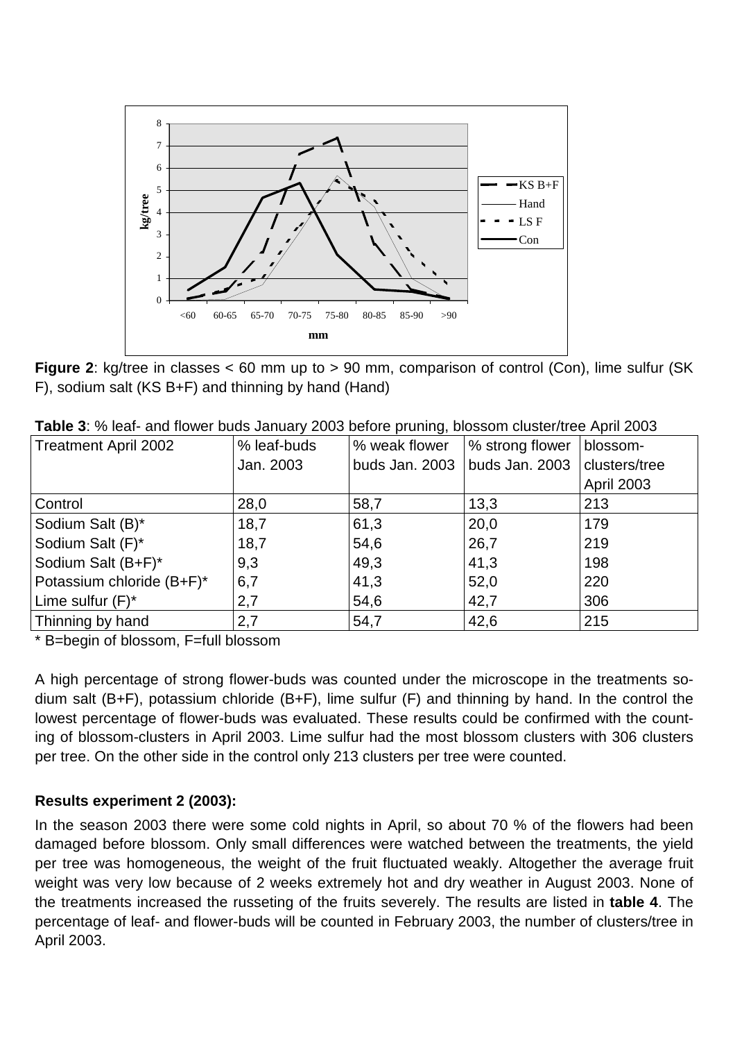**Figure 2**: kg/tree in classes < 60 mm up to > 90 mm, comparison of control (Con), lime sulfur (SK F), sodium salt (KS B+F) and thinning by hand (Hand)

**Table 3**: % leaf- and flower buds January 2003 before pruning, blossom cluster/tree April 2003

| Treatment April 2002 | % leaf-buds Jan. 2003 | % weak flower buds Jan. 2003 | % strong flower buds Jan. 2003 | blossom-clusters/tree April 2003 |
|---|---|---|---|---|
| Control | 28,0 | 58,7 | 13,3 | 213 |
| Sodium Salt (B)* | 18,7 | 61,3 | 20,0 | 179 |
| Sodium Salt (F)* | 18,7 | 54,6 | 26,7 | 219 |
| Sodium Salt (B+F)* | 9,3 | 49,3 | 41,3 | 198 |
| Potassium chloride (B+F)* | 6,7 | 41,3 | 52,0 | 220 |
| Lime sulfur (F)* | 2,7 | 54,6 | 42,7 | 306 |
| Thinning by hand | 2,7 | 54,7 | 42,6 | 215 |

* B=begin of blossom, F=full blossom

A high percentage of strong flower-buds was counted under the microscope in the treatments sodium salt (B+F), potassium chloride (B+F), lime sulfur (F) and thinning by hand. In the control the lowest percentage of flower-buds was evaluated. These results could be confirmed with the counting of blossom-clusters in April 2003. Lime sulfur had the most blossom clusters with 306 clusters per tree. On the other side in the control only 213 clusters per tree were counted.

**Results experiment 2 (2003):**

In the season 2003 there were some cold nights in April, so about 70 % of the flowers had been damaged before blossom. Only small differences were watched between the treatments, the yield per tree was homogeneous, the weight of the fruit fluctuated weakly. Altogether the average fruit weight was very low because of 2 weeks extremely hot and dry weather in August 2003. None of the treatments increased the russeting of the fruits severely. The results are listed in **table 4**. The percentage of leaf- and flower-buds will be counted in February 2003, the number of clusters/tree in April 2003.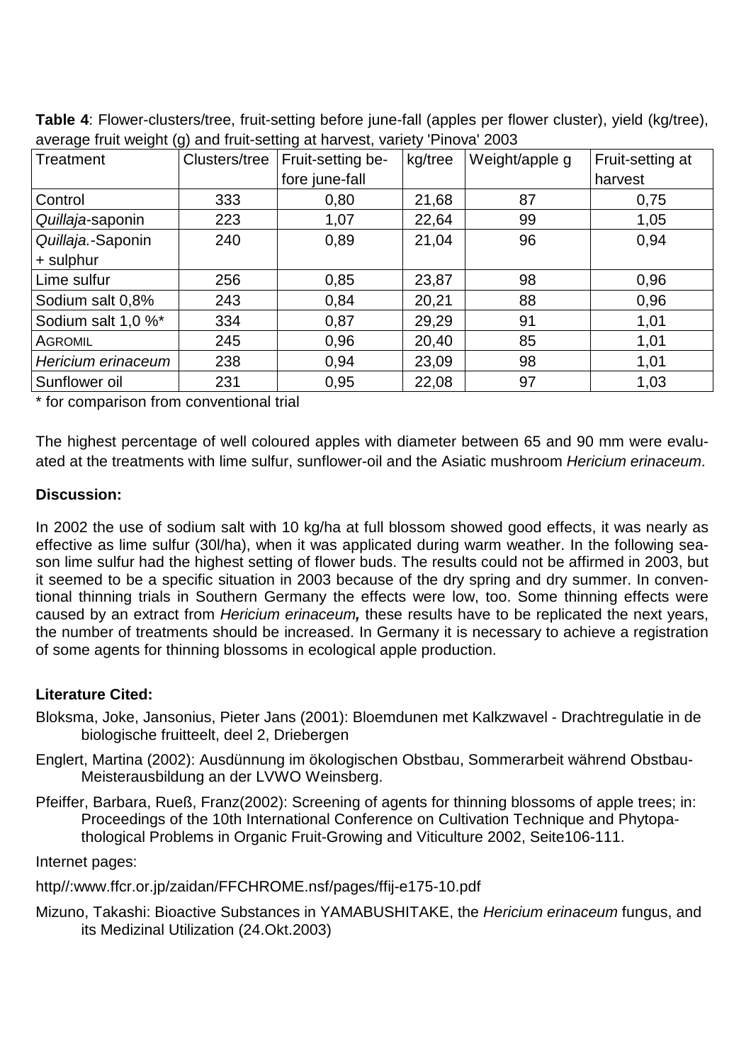**Table 4**: Flower-clusters/tree, fruit-setting before june-fall (apples per flower cluster), yield (kg/tree), average fruit weight (g) and fruit-setting at harvest, variety 'Pinova' 2003

| Treatment | Clusters/tree | Fruit-setting before june-fall | kg/tree | Weight/apple g | Fruit-setting at harvest |
|---|---|---|---|---|---|
| Control | 333 | 0,80 | 21,68 | 87 | 0,75 |
| *Quillaja*-saponin | 223 | 1,07 | 22,64 | 99 | 1,05 |
| *Quillaja.*-Saponin + sulphur | 240 | 0,89 | 21,04 | 96 | 0,94 |
| Lime sulfur | 256 | 0,85 | 23,87 | 98 | 0,96 |
| Sodium salt 0,8% | 243 | 0,84 | 20,21 | 88 | 0,96 |
| Sodium salt 1,0 %* | 334 | 0,87 | 29,29 | 91 | 1,01 |
| AGROMIL | 245 | 0,96 | 20,40 | 85 | 1,01 |
| *Hericium erinaceum* | 238 | 0,94 | 23,09 | 98 | 1,01 |
| Sunflower oil | 231 | 0,95 | 22,08 | 97 | 1,03 |

* for comparison from conventional trial

The highest percentage of well coloured apples with diameter between 65 and 90 mm were evaluated at the treatments with lime sulfur, sunflower-oil and the Asiatic mushroom *Hericium erinaceum*.

**Discussion:**

In 2002 the use of sodium salt with 10 kg/ha at full blossom showed good effects, it was nearly as effective as lime sulfur (30l/ha), when it was applicated during warm weather. In the following season lime sulfur had the highest setting of flower buds. The results could not be affirmed in 2003, but it seemed to be a specific situation in 2003 because of the dry spring and dry summer. In conventional thinning trials in Southern Germany the effects were low, too. Some thinning effects were caused by an extract from *Hericium erinaceum***,** these results have to be replicated the next years, the number of treatments should be increased. In Germany it is necessary to achieve a registration of some agents for thinning blossoms in ecological apple production.

**Literature Cited:**

Bloksma, Joke, Jansonius, Pieter Jans (2001): Bloemdunen met Kalkzwavel - Drachtregulatie in de biologische fruitteelt, deel 2, Driebergen

Englert, Martina (2002): Ausdünnung im ökologischen Obstbau, Sommerarbeit während Obstbau-Meisterausbildung an der LVWO Weinsberg.

Pfeiffer, Barbara, Rueß, Franz(2002): Screening of agents for thinning blossoms of apple trees; in: Proceedings of the 10th International Conference on Cultivation Technique and Phytopathological Problems in Organic Fruit-Growing and Viticulture 2002, Seite106-111.

Internet pages:

http//:www.ffcr.or.jp/zaidan/FFCHROME.nsf/pages/ffij-e175-10.pdf

Mizuno, Takashi: Bioactive Substances in YAMABUSHITAKE, the *Hericium erinaceum* fungus, and its Medizinal Utilization (24.Okt.2003)